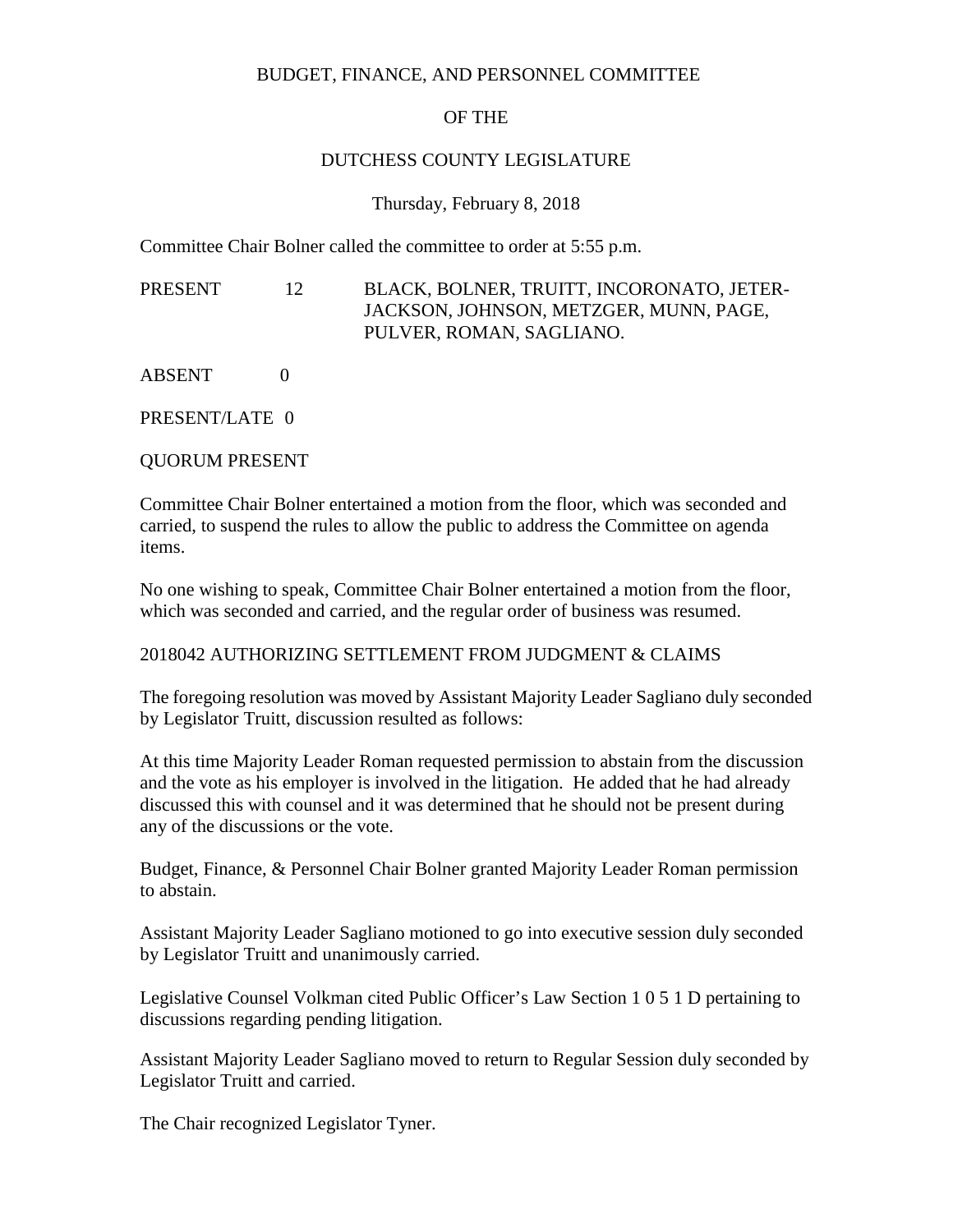BUDGET, FINANCE, AND PERSONNEL COMMITTEE

OF THE

DUTCHESS COUNTY LEGISLATURE

Thursday, February 8, 2018

Committee Chair Bolner called the committee to order at 5:55 p.m.

PRESENT 12 BLACK, BOLNER, TRUITT, INCORONATO, JETER-JACKSON, JOHNSON, METZGER, MUNN, PAGE, PULVER, ROMAN, SAGLIANO.

ABSENT 0

PRESENT/LATE 0

QUORUM PRESENT

Committee Chair Bolner entertained a motion from the floor, which was seconded and carried, to suspend the rules to allow the public to address the Committee on agenda items.

No one wishing to speak, Committee Chair Bolner entertained a motion from the floor, which was seconded and carried, and the regular order of business was resumed.

2018042 AUTHORIZING SETTLEMENT FROM JUDGMENT & CLAIMS

The foregoing resolution was moved by Assistant Majority Leader Sagliano duly seconded by Legislator Truitt, discussion resulted as follows:

At this time Majority Leader Roman requested permission to abstain from the discussion and the vote as his employer is involved in the litigation. He added that he had already discussed this with counsel and it was determined that he should not be present during any of the discussions or the vote.

Budget, Finance, & Personnel Chair Bolner granted Majority Leader Roman permission to abstain.

Assistant Majority Leader Sagliano motioned to go into executive session duly seconded by Legislator Truitt and unanimously carried.

Legislative Counsel Volkman cited Public Officer's Law Section 1 0 5 1 D pertaining to discussions regarding pending litigation.

Assistant Majority Leader Sagliano moved to return to Regular Session duly seconded by Legislator Truitt and carried.

The Chair recognized Legislator Tyner.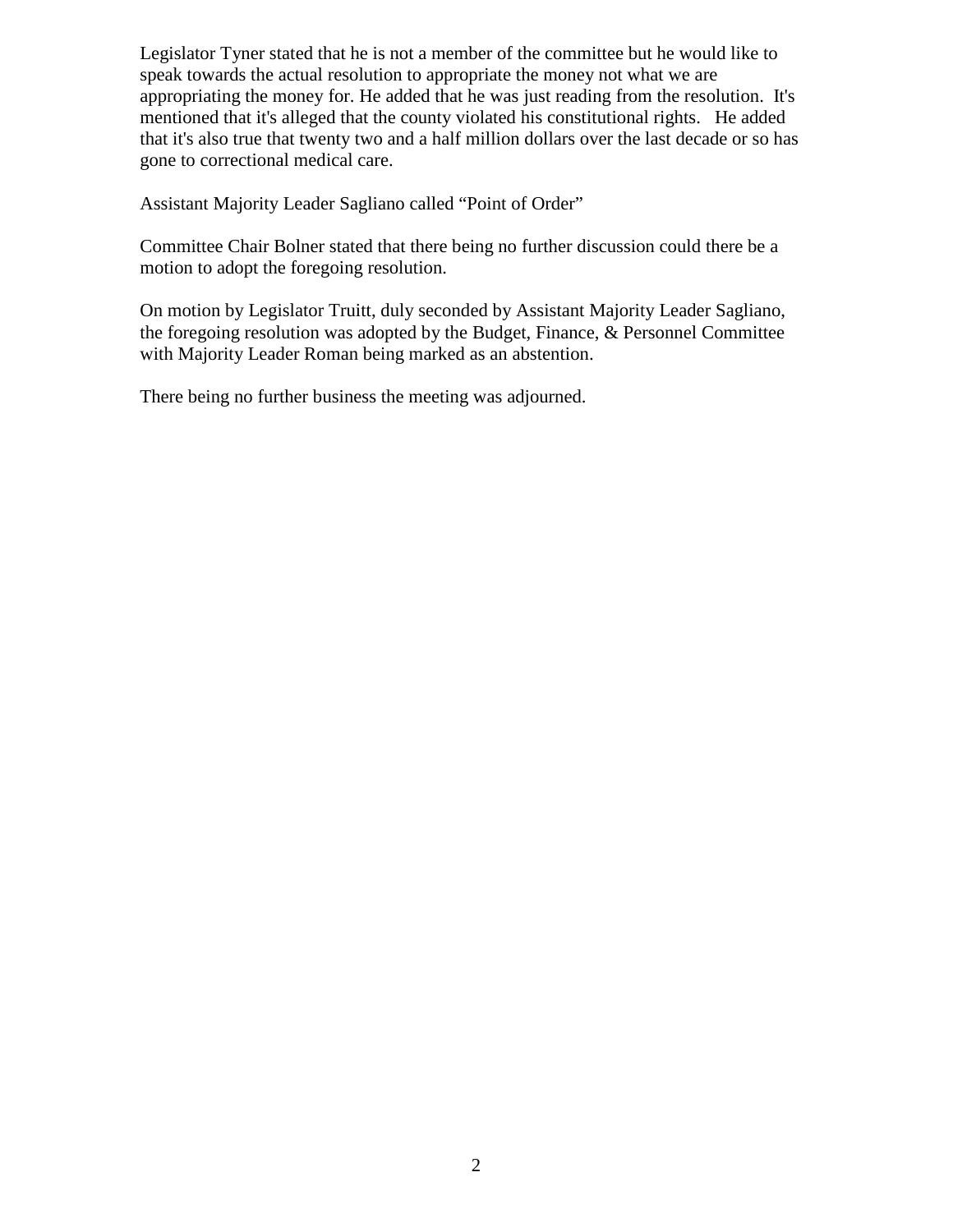Legislator Tyner stated that he is not a member of the committee but he would like to speak towards the actual resolution to appropriate the money not what we are appropriating the money for. He added that he was just reading from the resolution. It's mentioned that it's alleged that the county violated his constitutional rights. He added that it's also true that twenty two and a half million dollars over the last decade or so has gone to correctional medical care.

Assistant Majority Leader Sagliano called "Point of Order"

Committee Chair Bolner stated that there being no further discussion could there be a motion to adopt the foregoing resolution.

On motion by Legislator Truitt, duly seconded by Assistant Majority Leader Sagliano, the foregoing resolution was adopted by the Budget, Finance, & Personnel Committee with Majority Leader Roman being marked as an abstention.

There being no further business the meeting was adjourned.